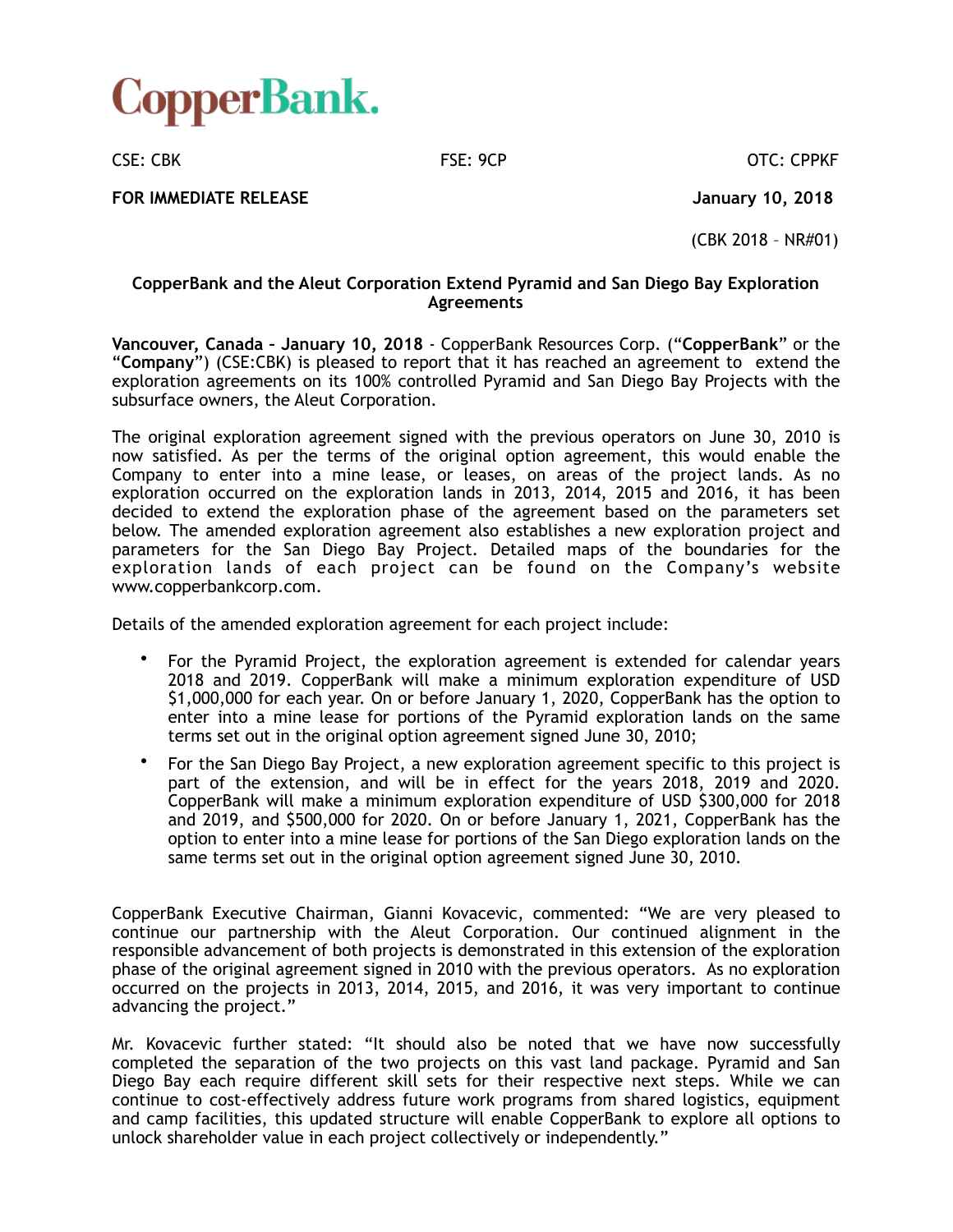# CopperBank.

CSE: CBK FSE: 9CP OTC: CPPKF

**FOR IMMEDIATE RELEASE** **January 10, 2018**

(CBK 2018 – NR#01)

## CopperBank and the Aleut Corporation Extend Pyramid and San Diego Bay Exploration Agreements

**Vancouver, Canada – January 10, 2018** - CopperBank Resources Corp. ("**CopperBank**" or the "**Company**") (CSE:CBK) is pleased to report that it has reached an agreement to extend the exploration agreements on its 100% controlled Pyramid and San Diego Bay Projects with the subsurface owners, the Aleut Corporation.

The original exploration agreement signed with the previous operators on June 30, 2010 is now satisfied. As per the terms of the original option agreement, this would enable the Company to enter into a mine lease, or leases, on areas of the project lands. As no exploration occurred on the exploration lands in 2013, 2014, 2015 and 2016, it has been decided to extend the exploration phase of the agreement based on the parameters set below. The amended exploration agreement also establishes a new exploration project and parameters for the San Diego Bay Project. Detailed maps of the boundaries for the exploration lands of each project can be found on the Company's website www.copperbankcorp.com.

Details of the amended exploration agreement for each project include:

- For the Pyramid Project, the exploration agreement is extended for calendar years 2018 and 2019. CopperBank will make a minimum exploration expenditure of USD $1,000,000 for each year. On or before January 1, 2020, CopperBank has the option to enter into a mine lease for portions of the Pyramid exploration lands on the same terms set out in the original option agreement signed June 30, 2010;
- For the San Diego Bay Project, a new exploration agreement specific to this project is part of the extension, and will be in effect for the years 2018, 2019 and 2020. CopperBank will make a minimum exploration expenditure of USD $300,000 for 2018 and 2019, and $500,000 for 2020. On or before January 1, 2021, CopperBank has the option to enter into a mine lease for portions of the San Diego exploration lands on the same terms set out in the original option agreement signed June 30, 2010.

CopperBank Executive Chairman, Gianni Kovacevic, commented: "We are very pleased to continue our partnership with the Aleut Corporation. Our continued alignment in the responsible advancement of both projects is demonstrated in this extension of the exploration phase of the original agreement signed in 2010 with the previous operators. As no exploration occurred on the projects in 2013, 2014, 2015, and 2016, it was very important to continue advancing the project."

Mr. Kovacevic further stated: "It should also be noted that we have now successfully completed the separation of the two projects on this vast land package. Pyramid and San Diego Bay each require different skill sets for their respective next steps. While we can continue to cost-effectively address future work programs from shared logistics, equipment and camp facilities, this updated structure will enable CopperBank to explore all options to unlock shareholder value in each project collectively or independently."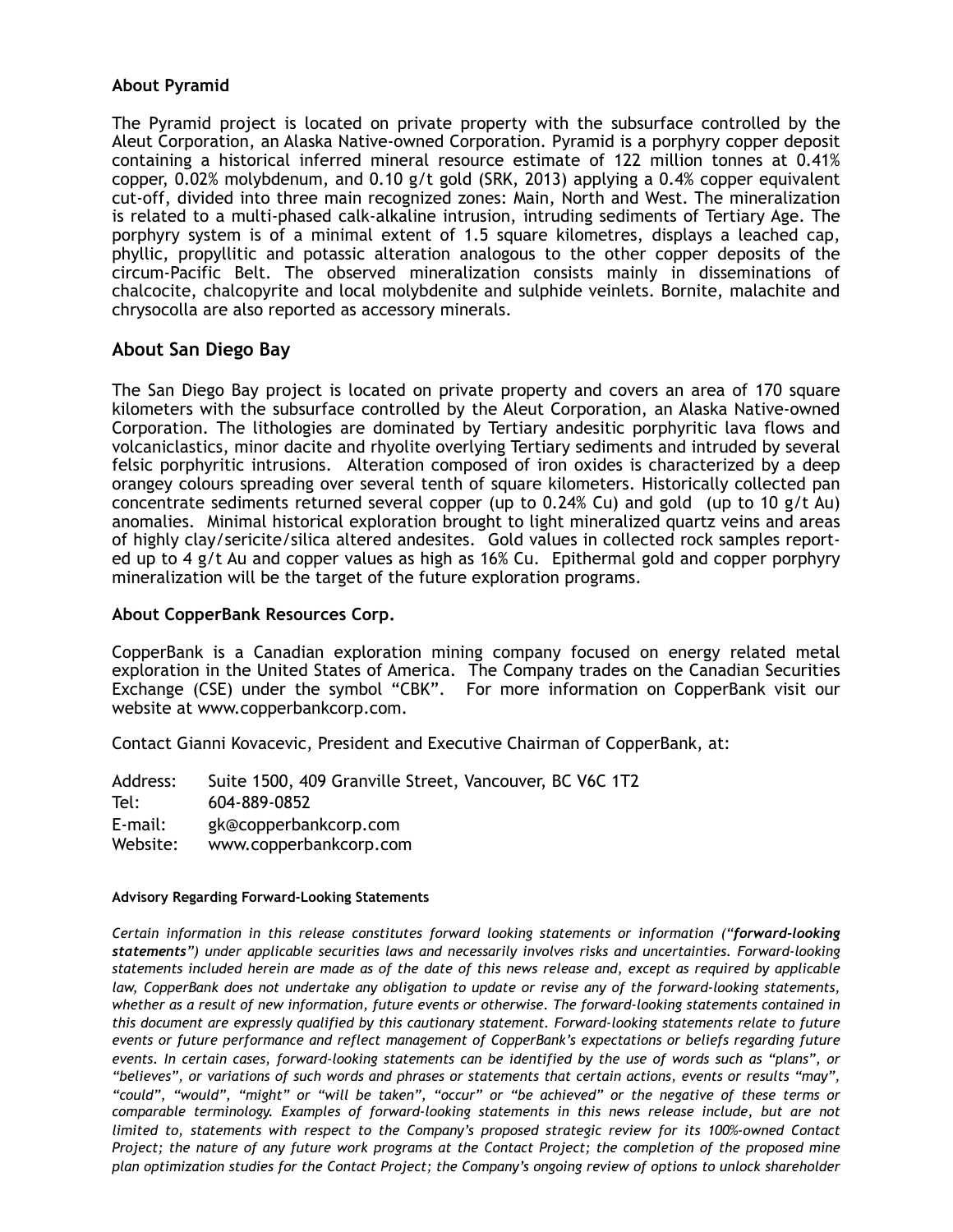**About Pyramid**

The Pyramid project is located on private property with the subsurface controlled by the Aleut Corporation, an Alaska Native-owned Corporation. Pyramid is a porphyry copper deposit containing a historical inferred mineral resource estimate of 122 million tonnes at 0.41% copper, 0.02% molybdenum, and 0.10 g/t gold (SRK, 2013) applying a 0.4% copper equivalent cut-off, divided into three main recognized zones: Main, North and West. The mineralization is related to a multi-phased calk-alkaline intrusion, intruding sediments of Tertiary Age. The porphyry system is of a minimal extent of 1.5 square kilometres, displays a leached cap, phyllic, propyllitic and potassic alteration analogous to the other copper deposits of the circum-Pacific Belt. The observed mineralization consists mainly in disseminations of chalcocite, chalcopyrite and local molybdenite and sulphide veinlets. Bornite, malachite and chrysocolla are also reported as accessory minerals.

## About San Diego Bay

The San Diego Bay project is located on private property and covers an area of 170 square kilometers with the subsurface controlled by the Aleut Corporation, an Alaska Native-owned Corporation. The lithologies are dominated by Tertiary andesitic porphyritic lava flows and volcaniclastics, minor dacite and rhyolite overlying Tertiary sediments and intruded by several felsic porphyritic intrusions. Alteration composed of iron oxides is characterized by a deep orangey colours spreading over several tenth of square kilometers. Historically collected pan concentrate sediments returned several copper (up to 0.24% Cu) and gold (up to 10 g/t Au) anomalies. Minimal historical exploration brought to light mineralized quartz veins and areas of highly clay/sericite/silica altered andesites. Gold values in collected rock samples reported up to 4 g/t Au and copper values as high as 16% Cu. Epithermal gold and copper porphyry mineralization will be the target of the future exploration programs.

**About CopperBank Resources Corp.**

CopperBank is a Canadian exploration mining company focused on energy related metal exploration in the United States of America. The Company trades on the Canadian Securities Exchange (CSE) under the symbol "CBK". For more information on CopperBank visit our website at www.copperbankcorp.com.

Contact Gianni Kovacevic, President and Executive Chairman of CopperBank, at:

Address: Suite 1500, 409 Granville Street, Vancouver, BC V6C 1T2
Tel: 604-889-0852
E-mail: gk@copperbankcorp.com
Website: www.copperbankcorp.com

**Advisory Regarding Forward-Looking Statements**

*Certain information in this release constitutes forward looking statements or information ("**forward-looking statements**") under applicable securities laws and necessarily involves risks and uncertainties. Forward-looking statements included herein are made as of the date of this news release and, except as required by applicable law, CopperBank does not undertake any obligation to update or revise any of the forward-looking statements, whether as a result of new information, future events or otherwise. The forward-looking statements contained in this document are expressly qualified by this cautionary statement. Forward-looking statements relate to future events or future performance and reflect management of CopperBank's expectations or beliefs regarding future events. In certain cases, forward-looking statements can be identified by the use of words such as "plans", or "believes", or variations of such words and phrases or statements that certain actions, events or results "may", "could", "would", "might" or "will be taken", "occur" or "be achieved" or the negative of these terms or comparable terminology. Examples of forward-looking statements in this news release include, but are not limited to, statements with respect to the Company's proposed strategic review for its 100%-owned Contact Project; the nature of any future work programs at the Contact Project; the completion of the proposed mine plan optimization studies for the Contact Project; the Company's ongoing review of options to unlock shareholder*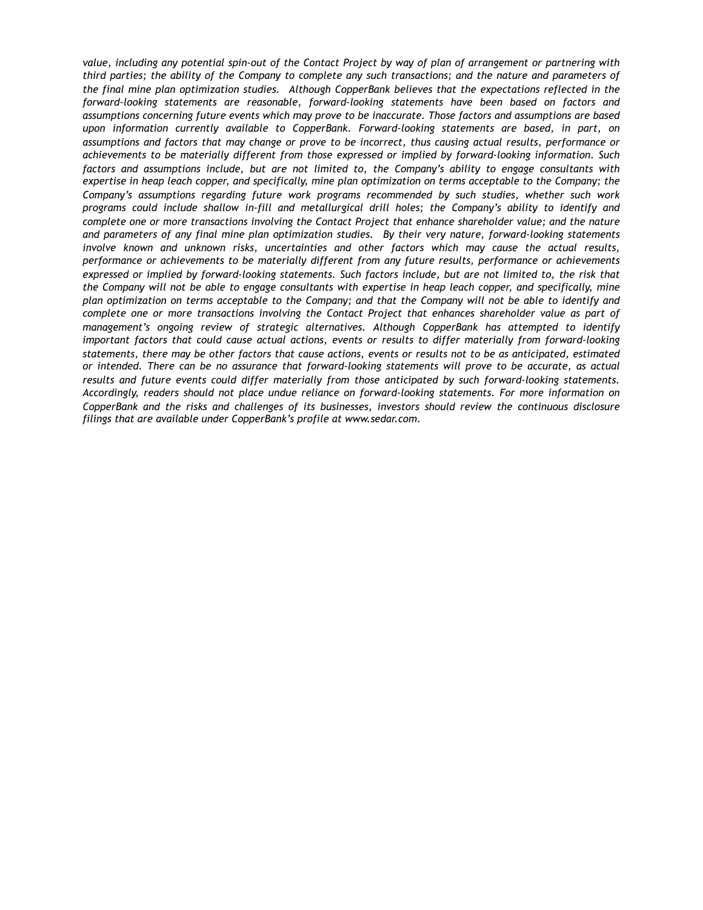*value, including any potential spin-out of the Contact Project by way of plan of arrangement or partnering with third parties; the ability of the Company to complete any such transactions; and the nature and parameters of the final mine plan optimization studies. Although CopperBank believes that the expectations reflected in the forward-looking statements are reasonable, forward-looking statements have been based on factors and assumptions concerning future events which may prove to be inaccurate. Those factors and assumptions are based upon information currently available to CopperBank. Forward-looking statements are based, in part, on assumptions and factors that may change or prove to be incorrect, thus causing actual results, performance or achievements to be materially different from those expressed or implied by forward-looking information. Such factors and assumptions include, but are not limited to, the Company's ability to engage consultants with expertise in heap leach copper, and specifically, mine plan optimization on terms acceptable to the Company; the Company's assumptions regarding future work programs recommended by such studies, whether such work programs could include shallow in-fill and metallurgical drill holes; the Company's ability to identify and complete one or more transactions involving the Contact Project that enhance shareholder value; and the nature and parameters of any final mine plan optimization studies. By their very nature, forward-looking statements involve known and unknown risks, uncertainties and other factors which may cause the actual results, performance or achievements to be materially different from any future results, performance or achievements expressed or implied by forward-looking statements. Such factors include, but are not limited to, the risk that the Company will not be able to engage consultants with expertise in heap leach copper, and specifically, mine plan optimization on terms acceptable to the Company; and that the Company will not be able to identify and complete one or more transactions involving the Contact Project that enhances shareholder value as part of management's ongoing review of strategic alternatives. Although CopperBank has attempted to identify important factors that could cause actual actions, events or results to differ materially from forward-looking statements, there may be other factors that cause actions, events or results not to be as anticipated, estimated or intended. There can be no assurance that forward-looking statements will prove to be accurate, as actual results and future events could differ materially from those anticipated by such forward-looking statements. Accordingly, readers should not place undue reliance on forward-looking statements. For more information on CopperBank and the risks and challenges of its businesses, investors should review the continuous disclosure filings that are available under CopperBank's profile at www.sedar.com.*